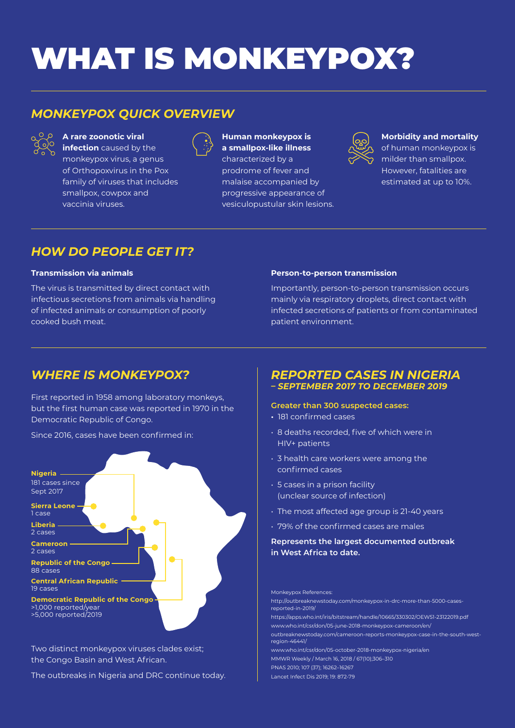# WHAT IS MONKEYPOX?

## MONKEYPOX QUICK OVERVIEW

**A rare zoonotic viral infection** caused by the monkeypox virus, a genus of Orthopoxvirus in the Pox family of viruses that includes smallpox, cowpox and vaccinia viruses.

**Human monkeypox is a smallpox-like illness** characterized by a prodrome of fever and malaise accompanied by progressive appearance of vesiculopustular skin lesions.

**Morbidity and mortality** of human monkeypox is milder than smallpox. However, fatalities are estimated at up to 10%.

## HOW DO PEOPLE GET IT?

**Transmission via animals**

The virus is transmitted by direct contact with infectious secretions from animals via handling of infected animals or consumption of poorly cooked bush meat.

**Person-to-person transmission**

Importantly, person-to-person transmission occurs mainly via respiratory droplets, direct contact with infected secretions of patients or from contaminated patient environment.

## WHERE IS MONKEYPOX?

First reported in 1958 among laboratory monkeys, but the first human case was reported in 1970 in the Democratic Republic of Congo.

Since 2016, cases have been confirmed in:

**Nigeria**
181 cases since Sept 2017

**Sierra Leone**
1 case

**Liberia**
2 cases

**Cameroon**
2 cases

**Republic of the Congo**
88 cases

**Central African Republic**
19 cases

**Democratic Republic of the Congo**
>1,000 reported/year
>5,000 reported/2019

Two distinct monkeypox viruses clades exist; the Congo Basin and West African.

The outbreaks in Nigeria and DRC continue today.

## REPORTED CASES IN NIGERIA
### – SEPTEMBER 2017 TO DECEMBER 2019

**Greater than 300 suspected cases:**

- 181 confirmed cases
- 8 deaths recorded, five of which were in HIV+ patients
- 3 health care workers were among the confirmed cases
- 5 cases in a prison facility (unclear source of infection)
- The most affected age group is 21-40 years
- 79% of the confirmed cases are males

**Represents the largest documented outbreak in West Africa to date.**

Monkeypox References:

http://outbreaknewstoday.com/monkeypox-in-drc-more-than-5000-cases-reported-in-2019/

https://apps.who.int/iris/bitstream/handle/10665/330302/OEW51-23122019.pdf

www.who.int/csr/don/05-june-2018-monkeypox-cameroon/en/

outbreaknewstoday.com/cameroon-reports-monkeypox-case-in-the-south-west-region-46441/

www.who.int/csr/don/05-october-2018-monkeypox-nigeria/en

MMWR Weekly / March 16, 2018 / 67(10);306–310

PNAS 2010; 107 (37); 16262–16267

Lancet Infect Dis 2019; 19: 872-79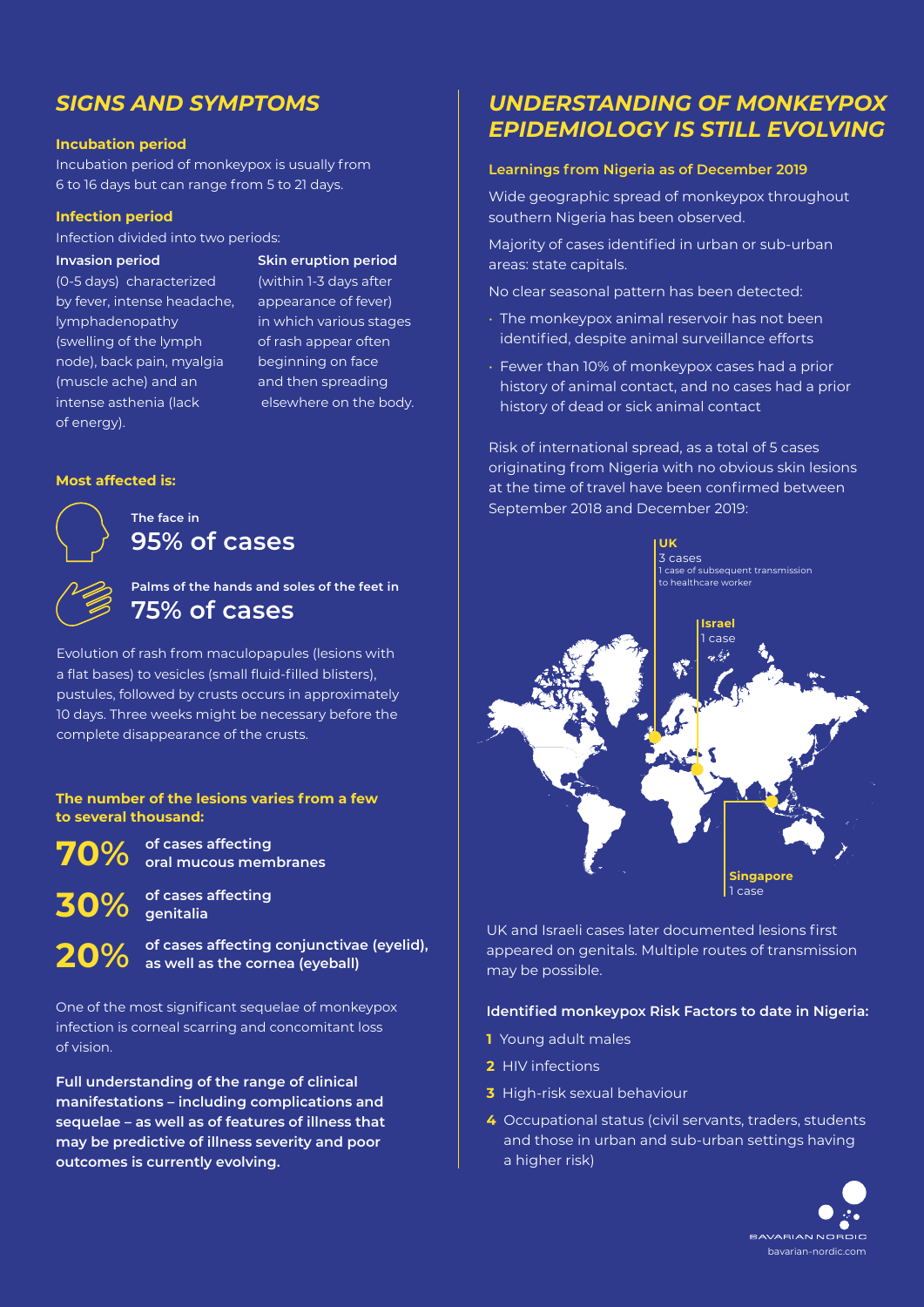## *SIGNS AND SYMPTOMS*

**Incubation period**

Incubation period of monkeypox is usually from 6 to 16 days but can range from 5 to 21 days.

**Infection period**

Infection divided into two periods:

**Invasion period**

(0-5 days) characterized by fever, intense headache, lymphadenopathy (swelling of the lymph node), back pain, myalgia (muscle ache) and an intense asthenia (lack of energy).

**Skin eruption period**

(within 1-3 days after appearance of fever) in which various stages of rash appear often beginning on face and then spreading elsewhere on the body.

**Most affected is:**

**The face in**
**95% of cases**

**Palms of the hands and soles of the feet in**
**75% of cases**

Evolution of rash from maculopapules (lesions with a flat bases) to vesicles (small fluid-filled blisters), pustules, followed by crusts occurs in approximately 10 days. Three weeks might be necessary before the complete disappearance of the crusts.

**The number of the lesions varies from a few to several thousand:**

**70%** **of cases affecting oral mucous membranes**

**30%** **of cases affecting genitalia**

**20%** **of cases affecting conjunctivae (eyelid), as well as the cornea (eyeball)**

One of the most significant sequelae of monkeypox infection is corneal scarring and concomitant loss of vision.

**Full understanding of the range of clinical manifestations – including complications and sequelae – as well as of features of illness that may be predictive of illness severity and poor outcomes is currently evolving.**

## *UNDERSTANDING OF MONKEYPOX EPIDEMIOLOGY IS STILL EVOLVING*

**Learnings from Nigeria as of December 2019**

Wide geographic spread of monkeypox throughout southern Nigeria has been observed.

Majority of cases identified in urban or sub-urban areas: state capitals.

No clear seasonal pattern has been detected:

- The monkeypox animal reservoir has not been identified, despite animal surveillance efforts
- Fewer than 10% of monkeypox cases had a prior history of animal contact, and no cases had a prior history of dead or sick animal contact

Risk of international spread, as a total of 5 cases originating from Nigeria with no obvious skin lesions at the time of travel have been confirmed between September 2018 and December 2019:

**UK**
3 cases
1 case of subsequent transmission to healthcare worker

**Israel**
1 case

**Singapore**
1 case

UK and Israeli cases later documented lesions first appeared on genitals. Multiple routes of transmission may be possible.

**Identified monkeypox Risk Factors to date in Nigeria:**

1. Young adult males
2. HIV infections
3. High-risk sexual behaviour
4. Occupational status (civil servants, traders, students and those in urban and sub-urban settings having a higher risk)

BAVARIAN NORDIC
bavarian-nordic.com